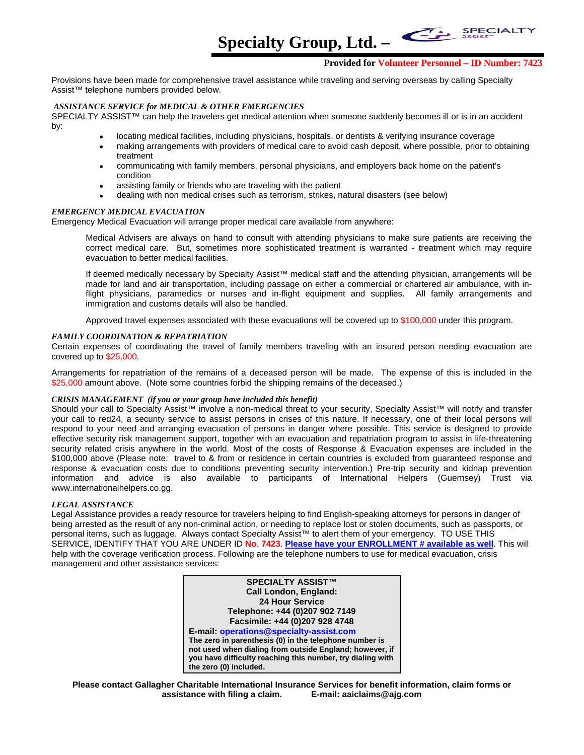# Specialty Group, Ltd. –

**Provided for Volunteer Personnel – ID Number: 7423**

Provisions have been made for comprehensive travel assistance while traveling and serving overseas by calling Specialty Assist™ telephone numbers provided below.

***ASSISTANCE SERVICE for MEDICAL & OTHER EMERGENCIES***

SPECIALTY ASSIST™ can help the travelers get medical attention when someone suddenly becomes ill or is in an accident by:

- locating medical facilities, including physicians, hospitals, or dentists & verifying insurance coverage
- making arrangements with providers of medical care to avoid cash deposit, where possible, prior to obtaining treatment
- communicating with family members, personal physicians, and employers back home on the patient's condition
- assisting family or friends who are traveling with the patient
- dealing with non medical crises such as terrorism, strikes, natural disasters (see below)

***EMERGENCY MEDICAL EVACUATION***

Emergency Medical Evacuation will arrange proper medical care available from anywhere:

Medical Advisers are always on hand to consult with attending physicians to make sure patients are receiving the correct medical care. But, sometimes more sophisticated treatment is warranted - treatment which may require evacuation to better medical facilities.

If deemed medically necessary by Specialty Assist™ medical staff and the attending physician, arrangements will be made for land and air transportation, including passage on either a commercial or chartered air ambulance, with in-flight physicians, paramedics or nurses and in-flight equipment and supplies. All family arrangements and immigration and customs details will also be handled.

Approved travel expenses associated with these evacuations will be covered up to $100,000 under this program.

***FAMILY COORDINATION & REPATRIATION***

Certain expenses of coordinating the travel of family members traveling with an insured person needing evacuation are covered up to $25,000.

Arrangements for repatriation of the remains of a deceased person will be made. The expense of this is included in the $25,000 amount above. (Note some countries forbid the shipping remains of the deceased.)

***CRISIS MANAGEMENT (if you or your group have included this benefit)***

Should your call to Specialty Assist™ involve a non-medical threat to your security, Specialty Assist™ will notify and transfer your call to red24, a security service to assist persons in crises of this nature. If necessary, one of their local persons will respond to your need and arranging evacuation of persons in danger where possible. This service is designed to provide effective security risk management support, together with an evacuation and repatriation program to assist in life-threatening security related crisis anywhere in the world. Most of the costs of Response & Evacuation expenses are included in the $100,000 above (Please note: travel to & from or residence in certain countries is excluded from guaranteed response and response & evacuation costs due to conditions preventing security intervention.) Pre-trip security and kidnap prevention information and advice is also available to participants of International Helpers (Guernsey) Trust via www.internationalhelpers.co.gg.

***LEGAL ASSISTANCE***

Legal Assistance provides a ready resource for travelers helping to find English-speaking attorneys for persons in danger of being arrested as the result of any non-criminal action, or needing to replace lost or stolen documents, such as passports, or personal items, such as luggage. Always contact Specialty Assist™ to alert them of your emergency. TO USE THIS SERVICE, IDENTIFY THAT YOU ARE UNDER ID **No**. **7423**. **Please have your ENROLLMENT # available as well**. This will help with the coverage verification process. Following are the telephone numbers to use for medical evacuation, crisis management and other assistance services:

**SPECIALTY ASSIST™**
**Call London, England:**
**24 Hour Service**
**Telephone: +44 (0)207 902 7149**
**Facsimile: +44 (0)207 928 4748**
**E-mail: operations@specialty-assist.com**
**The zero in parenthesis (0) in the telephone number is not used when dialing from outside England; however, if you have difficulty reaching this number, try dialing with the zero (0) included.**

**Please contact Gallagher Charitable International Insurance Services for benefit information, claim forms or assistance with filing a claim. E-mail: aaiclaims@ajg.com**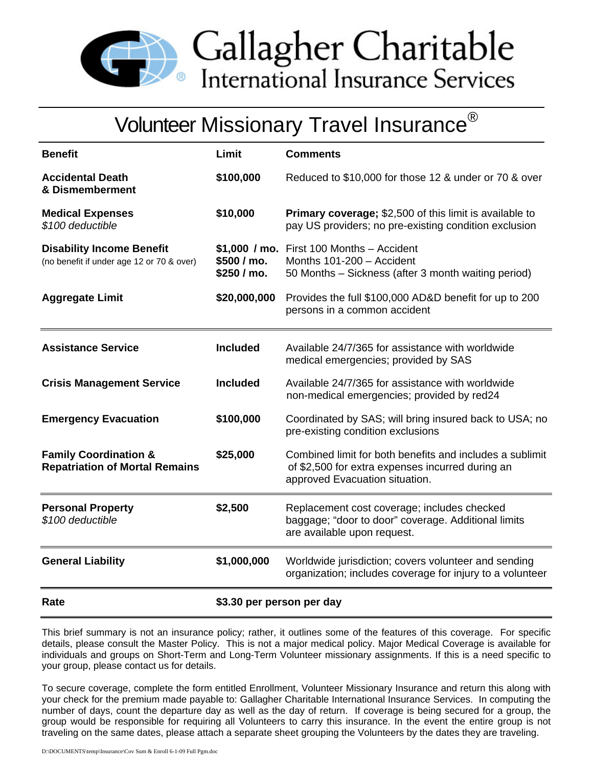# Gallagher Charitable International Insurance Services

## Volunteer Missionary Travel Insurance®

| Benefit | Limit | Comments |
|---|---|---|
| **Accidental Death & Dismemberment** | **$100,000** | Reduced to $10,000 for those 12 & under or 70 & over |
| **Medical Expenses** *$100 deductible* | **$10,000** | **Primary coverage;** $2,500 of this limit is available to pay US providers; no pre-existing condition exclusion |
| **Disability Income Benefit** (no benefit if under age 12 or 70 & over) | **$1,000 / mo.** **$500 / mo.** **$250 / mo.** | First 100 Months – Accident Months 101-200 – Accident 50 Months – Sickness (after 3 month waiting period) |
| **Aggregate Limit** | **$20,000,000** | Provides the full $100,000 AD&D benefit for up to 200 persons in a common accident |
| **Assistance Service** | **Included** | Available 24/7/365 for assistance with worldwide medical emergencies; provided by SAS |
| **Crisis Management Service** | **Included** | Available 24/7/365 for assistance with worldwide non-medical emergencies; provided by red24 |
| **Emergency Evacuation** | **$100,000** | Coordinated by SAS; will bring insured back to USA; no pre-existing condition exclusions |
| **Family Coordination & Repatriation of Mortal Remains** | **$25,000** | Combined limit for both benefits and includes a sublimit of $2,500 for extra expenses incurred during an approved Evacuation situation. |
| **Personal Property** *$100 deductible* | **$2,500** | Replacement cost coverage; includes checked baggage; "door to door" coverage. Additional limits are available upon request. |
| **General Liability** | **$1,000,000** | Worldwide jurisdiction; covers volunteer and sending organization; includes coverage for injury to a volunteer |
| **Rate** | **$3.30 per person per day** | |

This brief summary is not an insurance policy; rather, it outlines some of the features of this coverage. For specific details, please consult the Master Policy. This is not a major medical policy. Major Medical Coverage is available for individuals and groups on Short-Term and Long-Term Volunteer missionary assignments. If this is a need specific to your group, please contact us for details.

To secure coverage, complete the form entitled Enrollment, Volunteer Missionary Insurance and return this along with your check for the premium made payable to: Gallagher Charitable International Insurance Services. In computing the number of days, count the departure day as well as the day of return. If coverage is being secured for a group, the group would be responsible for requiring all Volunteers to carry this insurance. In the event the entire group is not traveling on the same dates, please attach a separate sheet grouping the Volunteers by the dates they are traveling.

D:\DOCUMENTS\temp\Insurance\Cov Sum & Enroll 6-1-09 Full Pgm.doc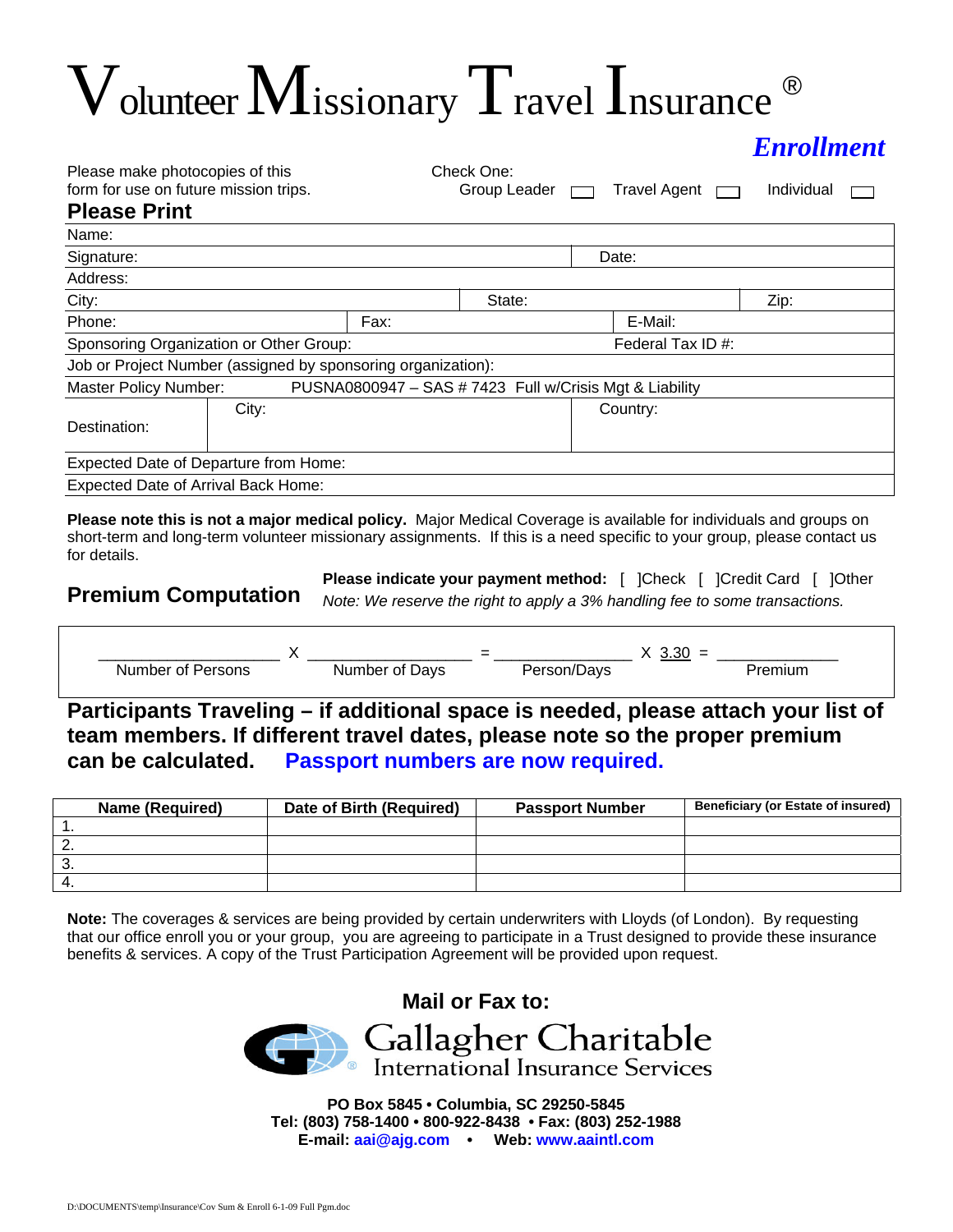# Volunteer Missionary Travel Insurance ®

## *Enrollment*

Please make photocopies of this form for use on future mission trips.

Check One: Group Leader [ ] Travel Agent [ ] Individual [ ]

**Please Print**

| | | | |
|---|---|---|---|
| Name: | | | |
| Signature: | | Date: | |
| Address: | | | |
| City: | State: | | Zip: |
| Phone: | Fax: | E-Mail: | |
| Sponsoring Organization or Other Group: | | Federal Tax ID #: | |
| Job or Project Number (assigned by sponsoring organization): | | | |
| Master Policy Number: PUSNA0800947 – SAS # 7423 Full w/Crisis Mgt & Liability | | | |
| Destination: | City: | Country: | |
| Expected Date of Departure from Home: | | | |
| Expected Date of Arrival Back Home: | | | |

**Please note this is not a major medical policy.** Major Medical Coverage is available for individuals and groups on short-term and long-term volunteer missionary assignments. If this is a need specific to your group, please contact us for details.

## Premium Computation

**Please indicate your payment method:** [ ]Check [ ]Credit Card [ ]Other

*Note: We reserve the right to apply a 3% handling fee to some transactions.*

__________________ X __________________ = ______________ X 3.30 = ____________

Number of Persons X Number of Days = Person/Days X 3.30 = Premium

**Participants Traveling – if additional space is needed, please attach your list of team members. If different travel dates, please note so the proper premium can be calculated.** **Passport numbers are now required.**

| Name (Required) | Date of Birth (Required) | Passport Number | Beneficiary (or Estate of insured) |
|---|---|---|---|
| 1. | | | |
| 2. | | | |
| 3. | | | |
| 4. | | | |

**Note:** The coverages & services are being provided by certain underwriters with Lloyds (of London). By requesting that our office enroll you or your group, you are agreeing to participate in a Trust designed to provide these insurance benefits & services. A copy of the Trust Participation Agreement will be provided upon request.

**Mail or Fax to:**

Gallagher Charitable International Insurance Services

**PO Box 5845 • Columbia, SC 29250-5845**
**Tel: (803) 758-1400 • 800-922-8438 • Fax: (803) 252-1988**
**E-mail: aai@ajg.com • Web: www.aaintl.com**

D:\DOCUMENTS\temp\Insurance\Cov Sum & Enroll 6-1-09 Full Pgm.doc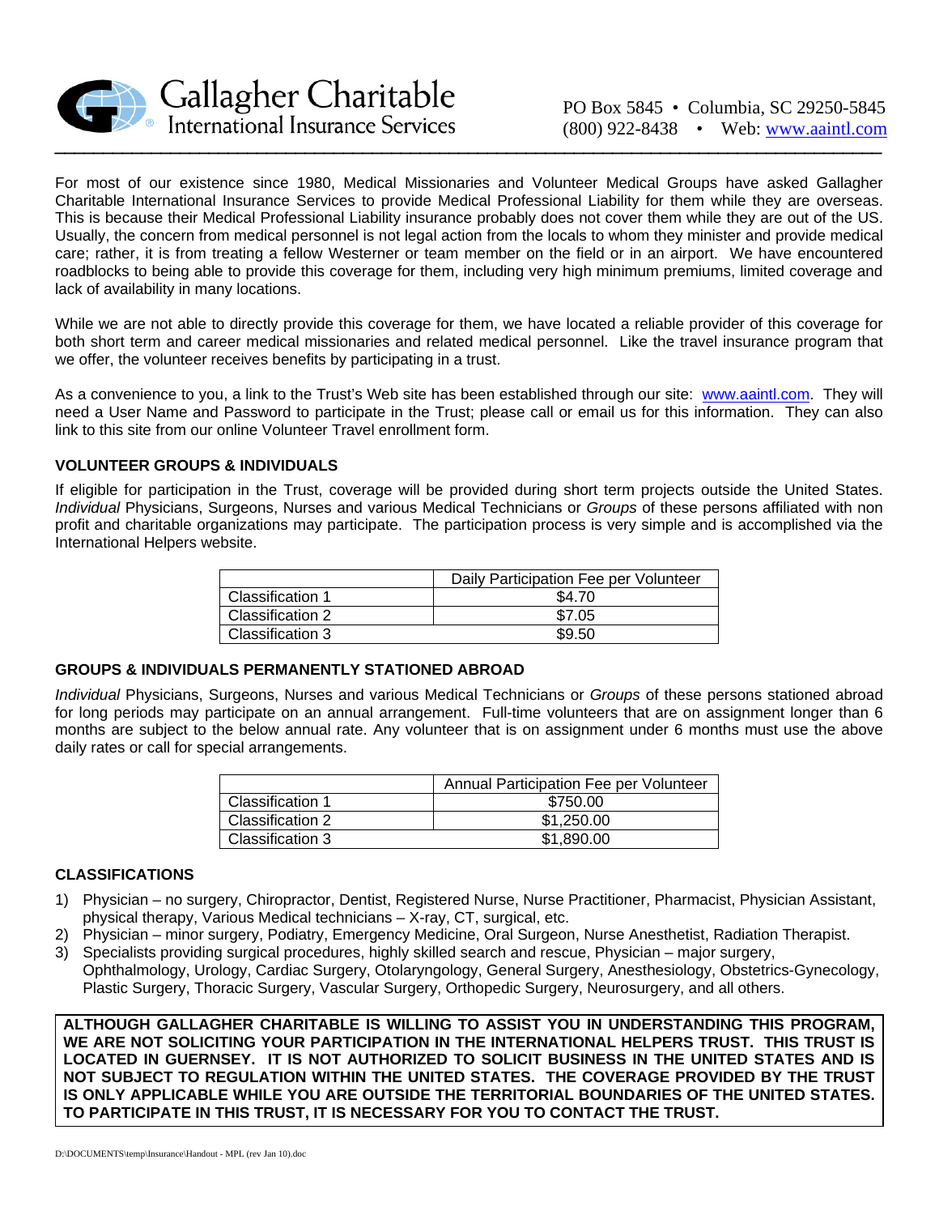Gallagher Charitable International Insurance Services

PO Box 5845 • Columbia, SC 29250-5845
(800) 922-8438 • Web: www.aaintl.com

For most of our existence since 1980, Medical Missionaries and Volunteer Medical Groups have asked Gallagher Charitable International Insurance Services to provide Medical Professional Liability for them while they are overseas. This is because their Medical Professional Liability insurance probably does not cover them while they are out of the US. Usually, the concern from medical personnel is not legal action from the locals to whom they minister and provide medical care; rather, it is from treating a fellow Westerner or team member on the field or in an airport. We have encountered roadblocks to being able to provide this coverage for them, including very high minimum premiums, limited coverage and lack of availability in many locations.

While we are not able to directly provide this coverage for them, we have located a reliable provider of this coverage for both short term and career medical missionaries and related medical personnel. Like the travel insurance program that we offer, the volunteer receives benefits by participating in a trust.

As a convenience to you, a link to the Trust's Web site has been established through our site: www.aaintl.com. They will need a User Name and Password to participate in the Trust; please call or email us for this information. They can also link to this site from our online Volunteer Travel enrollment form.

### VOLUNTEER GROUPS & INDIVIDUALS

If eligible for participation in the Trust, coverage will be provided during short term projects outside the United States. *Individual* Physicians, Surgeons, Nurses and various Medical Technicians or *Groups* of these persons affiliated with non profit and charitable organizations may participate. The participation process is very simple and is accomplished via the International Helpers website.

| | Daily Participation Fee per Volunteer |
|---|---|
| Classification 1 | $4.70 |
| Classification 2 | $7.05 |
| Classification 3 | $9.50 |

### GROUPS & INDIVIDUALS PERMANENTLY STATIONED ABROAD

*Individual* Physicians, Surgeons, Nurses and various Medical Technicians or *Groups* of these persons stationed abroad for long periods may participate on an annual arrangement. Full-time volunteers that are on assignment longer than 6 months are subject to the below annual rate. Any volunteer that is on assignment under 6 months must use the above daily rates or call for special arrangements.

| | Annual Participation Fee per Volunteer |
|---|---|
| Classification 1 | $750.00 |
| Classification 2 | $1,250.00 |
| Classification 3 | $1,890.00 |

### CLASSIFICATIONS

1) Physician – no surgery, Chiropractor, Dentist, Registered Nurse, Nurse Practitioner, Pharmacist, Physician Assistant, physical therapy, Various Medical technicians – X-ray, CT, surgical, etc.
2) Physician – minor surgery, Podiatry, Emergency Medicine, Oral Surgeon, Nurse Anesthetist, Radiation Therapist.
3) Specialists providing surgical procedures, highly skilled search and rescue, Physician – major surgery, Ophthalmology, Urology, Cardiac Surgery, Otolaryngology, General Surgery, Anesthesiology, Obstetrics-Gynecology, Plastic Surgery, Thoracic Surgery, Vascular Surgery, Orthopedic Surgery, Neurosurgery, and all others.

**ALTHOUGH GALLAGHER CHARITABLE IS WILLING TO ASSIST YOU IN UNDERSTANDING THIS PROGRAM, WE ARE NOT SOLICITING YOUR PARTICIPATION IN THE INTERNATIONAL HELPERS TRUST. THIS TRUST IS LOCATED IN GUERNSEY. IT IS NOT AUTHORIZED TO SOLICIT BUSINESS IN THE UNITED STATES AND IS NOT SUBJECT TO REGULATION WITHIN THE UNITED STATES. THE COVERAGE PROVIDED BY THE TRUST IS ONLY APPLICABLE WHILE YOU ARE OUTSIDE THE TERRITORIAL BOUNDARIES OF THE UNITED STATES. TO PARTICIPATE IN THIS TRUST, IT IS NECESSARY FOR YOU TO CONTACT THE TRUST.**

D:\DOCUMENTS\temp\Insurance\Handout - MPL (rev Jan 10).doc